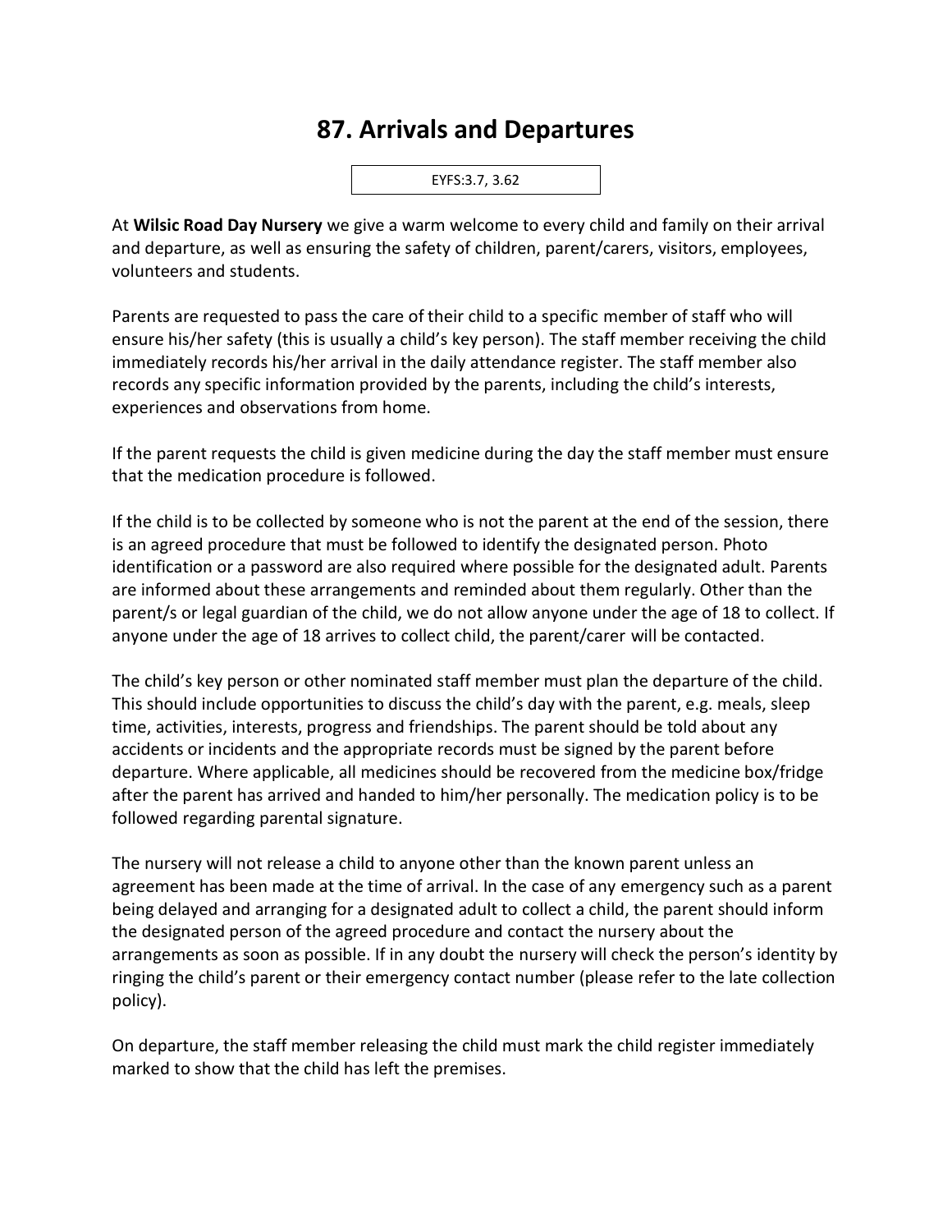# 87. Arrivals and Departures

EYFS:3.7, 3.62

At **Wilsic Road Day Nursery** we give a warm welcome to every child and family on their arrival and departure, as well as ensuring the safety of children, parent/carers, visitors, employees, volunteers and students.

Parents are requested to pass the care of their child to a specific member of staff who will ensure his/her safety (this is usually a child's key person). The staff member receiving the child immediately records his/her arrival in the daily attendance register. The staff member also records any specific information provided by the parents, including the child's interests, experiences and observations from home.

If the parent requests the child is given medicine during the day the staff member must ensure that the medication procedure is followed.

If the child is to be collected by someone who is not the parent at the end of the session, there is an agreed procedure that must be followed to identify the designated person. Photo identification or a password are also required where possible for the designated adult. Parents are informed about these arrangements and reminded about them regularly. Other than the parent/s or legal guardian of the child, we do not allow anyone under the age of 18 to collect. If anyone under the age of 18 arrives to collect child, the parent/carer will be contacted.

The child's key person or other nominated staff member must plan the departure of the child. This should include opportunities to discuss the child's day with the parent, e.g. meals, sleep time, activities, interests, progress and friendships. The parent should be told about any accidents or incidents and the appropriate records must be signed by the parent before departure. Where applicable, all medicines should be recovered from the medicine box/fridge after the parent has arrived and handed to him/her personally. The medication policy is to be followed regarding parental signature.

The nursery will not release a child to anyone other than the known parent unless an agreement has been made at the time of arrival. In the case of any emergency such as a parent being delayed and arranging for a designated adult to collect a child, the parent should inform the designated person of the agreed procedure and contact the nursery about the arrangements as soon as possible. If in any doubt the nursery will check the person's identity by ringing the child's parent or their emergency contact number (please refer to the late collection policy).

On departure, the staff member releasing the child must mark the child register immediately marked to show that the child has left the premises.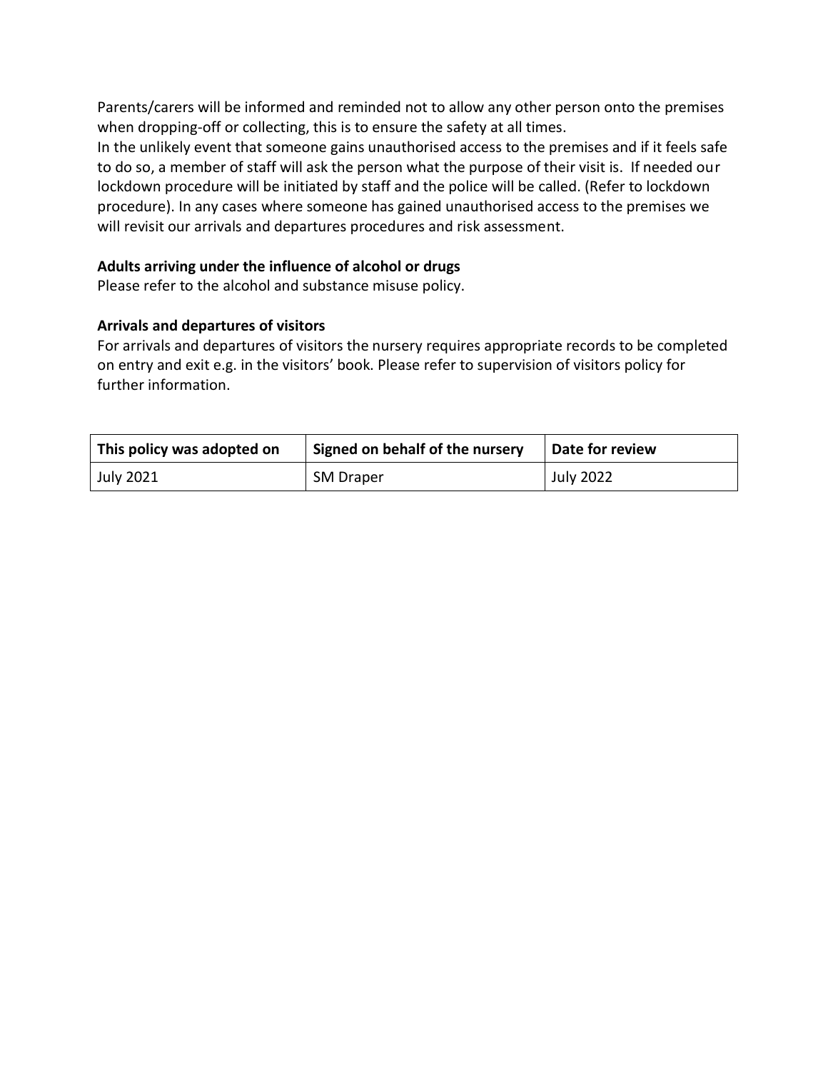Parents/carers will be informed and reminded not to allow any other person onto the premises when dropping-off or collecting, this is to ensure the safety at all times.
In the unlikely event that someone gains unauthorised access to the premises and if it feels safe to do so, a member of staff will ask the person what the purpose of their visit is. If needed our lockdown procedure will be initiated by staff and the police will be called. (Refer to lockdown procedure). In any cases where someone has gained unauthorised access to the premises we will revisit our arrivals and departures procedures and risk assessment.

**Adults arriving under the influence of alcohol or drugs**
Please refer to the alcohol and substance misuse policy.

**Arrivals and departures of visitors**
For arrivals and departures of visitors the nursery requires appropriate records to be completed on entry and exit e.g. in the visitors' book. Please refer to supervision of visitors policy for further information.

| This policy was adopted on | Signed on behalf of the nursery | Date for review |
| --- | --- | --- |
| July 2021 | SM Draper | July 2022 |